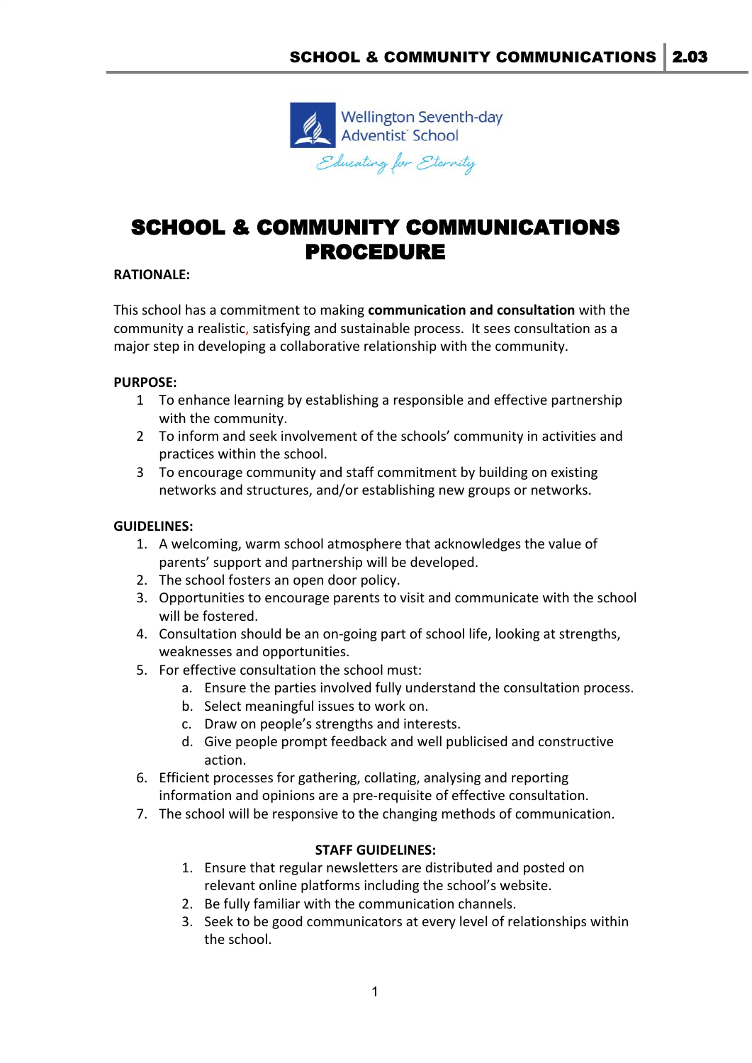# SCHOOL & COMMUNITY COMMUNICATIONS PROCEDURE

**RATIONALE:**

This school has a commitment to making **communication and consultation** with the community a realistic, satisfying and sustainable process. It sees consultation as a major step in developing a collaborative relationship with the community.

**PURPOSE:**

1 To enhance learning by establishing a responsible and effective partnership with the community.
2 To inform and seek involvement of the schools' community in activities and practices within the school.
3 To encourage community and staff commitment by building on existing networks and structures, and/or establishing new groups or networks.

**GUIDELINES:**

1. A welcoming, warm school atmosphere that acknowledges the value of parents' support and partnership will be developed.
2. The school fosters an open door policy.
3. Opportunities to encourage parents to visit and communicate with the school will be fostered.
4. Consultation should be an on-going part of school life, looking at strengths, weaknesses and opportunities.
5. For effective consultation the school must:
    a. Ensure the parties involved fully understand the consultation process.
    b. Select meaningful issues to work on.
    c. Draw on people's strengths and interests.
    d. Give people prompt feedback and well publicised and constructive action.
6. Efficient processes for gathering, collating, analysing and reporting information and opinions are a pre-requisite of effective consultation.
7. The school will be responsive to the changing methods of communication.

**STAFF GUIDELINES:**

1. Ensure that regular newsletters are distributed and posted on relevant online platforms including the school's website.
2. Be fully familiar with the communication channels.
3. Seek to be good communicators at every level of relationships within the school.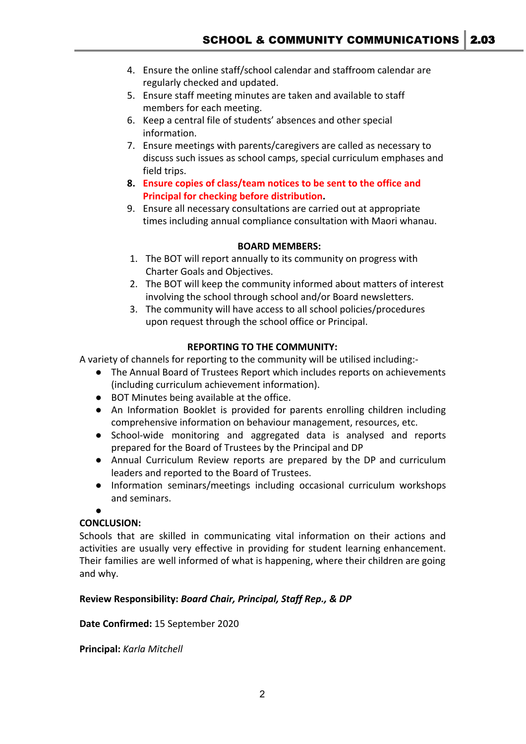4. Ensure the online staff/school calendar and staffroom calendar are regularly checked and updated.
5. Ensure staff meeting minutes are taken and available to staff members for each meeting.
6. Keep a central file of students' absences and other special information.
7. Ensure meetings with parents/caregivers are called as necessary to discuss such issues as school camps, special curriculum emphases and field trips.
8. **Ensure copies of class/team notices to be sent to the office and Principal for checking before distribution.**
9. Ensure all necessary consultations are carried out at appropriate times including annual compliance consultation with Maori whanau.

**BOARD MEMBERS:**

1. The BOT will report annually to its community on progress with Charter Goals and Objectives.
2. The BOT will keep the community informed about matters of interest involving the school through school and/or Board newsletters.
3. The community will have access to all school policies/procedures upon request through the school office or Principal.

**REPORTING TO THE COMMUNITY:**

A variety of channels for reporting to the community will be utilised including:-

- The Annual Board of Trustees Report which includes reports on achievements (including curriculum achievement information).
- BOT Minutes being available at the office.
- An Information Booklet is provided for parents enrolling children including comprehensive information on behaviour management, resources, etc.
- School-wide monitoring and aggregated data is analysed and reports prepared for the Board of Trustees by the Principal and DP
- Annual Curriculum Review reports are prepared by the DP and curriculum leaders and reported to the Board of Trustees.
- Information seminars/meetings including occasional curriculum workshops and seminars.
-

**CONCLUSION:**

Schools that are skilled in communicating vital information on their actions and activities are usually very effective in providing for student learning enhancement. Their families are well informed of what is happening, where their children are going and why.

**Review Responsibility:** ***Board Chair, Principal, Staff Rep., & DP***

**Date Confirmed:** 15 September 2020

**Principal:** *Karla Mitchell*